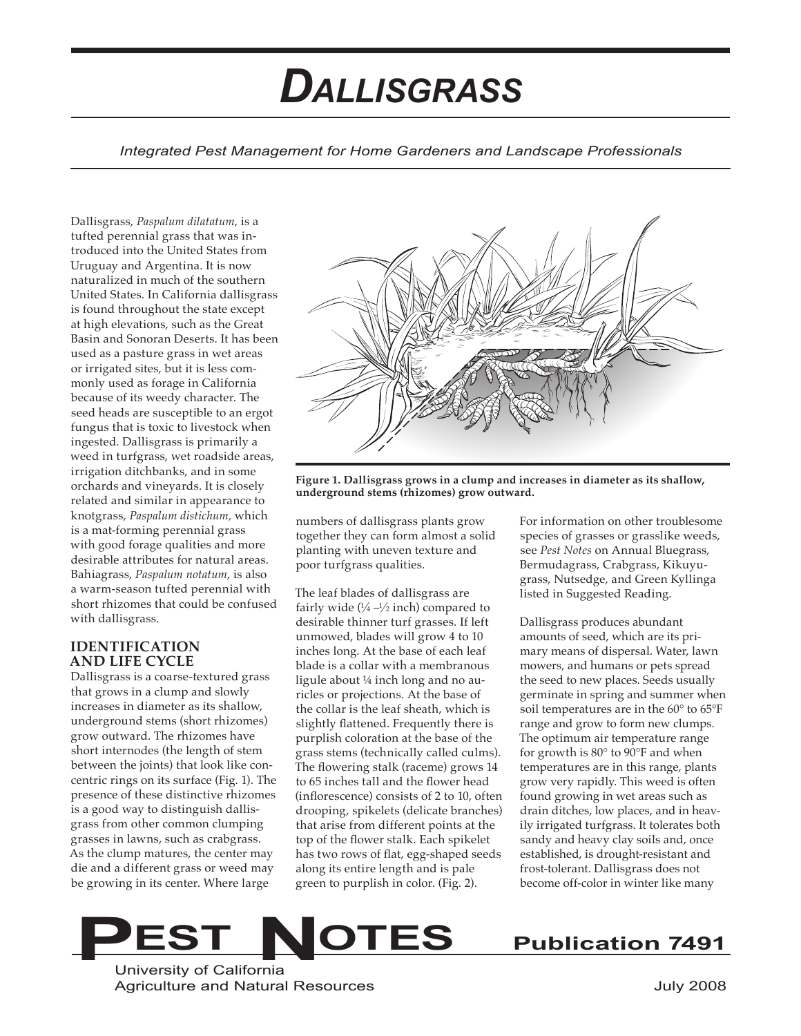# DALLISGRASS

*Integrated Pest Management for Home Gardeners and Landscape Professionals*

Dallisgrass, *Paspalum dilatatum*, is a tufted perennial grass that was introduced into the United States from Uruguay and Argentina. It is now naturalized in much of the southern United States. In California dallisgrass is found throughout the state except at high elevations, such as the Great Basin and Sonoran Deserts. It has been used as a pasture grass in wet areas or irrigated sites, but it is less commonly used as forage in California because of its weedy character. The seed heads are susceptible to an ergot fungus that is toxic to livestock when ingested. Dallisgrass is primarily a weed in turfgrass, wet roadside areas, irrigation ditchbanks, and in some orchards and vineyards. It is closely related and similar in appearance to knotgrass, *Paspalum distichum*, which is a mat-forming perennial grass with good forage qualities and more desirable attributes for natural areas. Bahiagrass, *Paspalum notatum*, is also a warm-season tufted perennial with short rhizomes that could be confused with dallisgrass.

**Figure 1. Dallisgrass grows in a clump and increases in diameter as its shallow, underground stems (rhizomes) grow outward.**

## IDENTIFICATION AND LIFE CYCLE

Dallisgrass is a coarse-textured grass that grows in a clump and slowly increases in diameter as its shallow, underground stems (short rhizomes) grow outward. The rhizomes have short internodes (the length of stem between the joints) that look like concentric rings on its surface (Fig. 1). The presence of these distinctive rhizomes is a good way to distinguish dallisgrass from other common clumping grasses in lawns, such as crabgrass. As the clump matures, the center may die and a different grass or weed may be growing in its center. Where large numbers of dallisgrass plants grow together they can form almost a solid planting with uneven texture and poor turfgrass qualities.

The leaf blades of dallisgrass are fairly wide (¼–½ inch) compared to desirable thinner turf grasses. If left unmowed, blades will grow 4 to 10 inches long. At the base of each leaf blade is a collar with a membranous ligule about ¼ inch long and no auricles or projections. At the base of the collar is the leaf sheath, which is slightly flattened. Frequently there is purplish coloration at the base of the grass stems (technically called culms). The flowering stalk (raceme) grows 14 to 65 inches tall and the flower head (inflorescence) consists of 2 to 10, often drooping, spikelets (delicate branches) that arise from different points at the top of the flower stalk. Each spikelet has two rows of flat, egg-shaped seeds along its entire length and is pale green to purplish in color. (Fig. 2).

For information on other troublesome species of grasses or grasslike weeds, see *Pest Notes* on Annual Bluegrass, Bermudagrass, Crabgrass, Kikuyugrass, Nutsedge, and Green Kyllinga listed in Suggested Reading.

Dallisgrass produces abundant amounts of seed, which are its primary means of dispersal. Water, lawn mowers, and humans or pets spread the seed to new places. Seeds usually germinate in spring and summer when soil temperatures are in the 60° to 65°F range and grow to form new clumps. The optimum air temperature range for growth is 80° to 90°F and when temperatures are in this range, plants grow very rapidly. This weed is often found growing in wet areas such as drain ditches, low places, and in heavily irrigated turfgrass. It tolerates both sandy and heavy clay soils and, once established, is drought-resistant and frost-tolerant. Dallisgrass does not become off-color in winter like many

**PEST NOTES** Publication 7491

University of California
Agriculture and Natural Resources

July 2008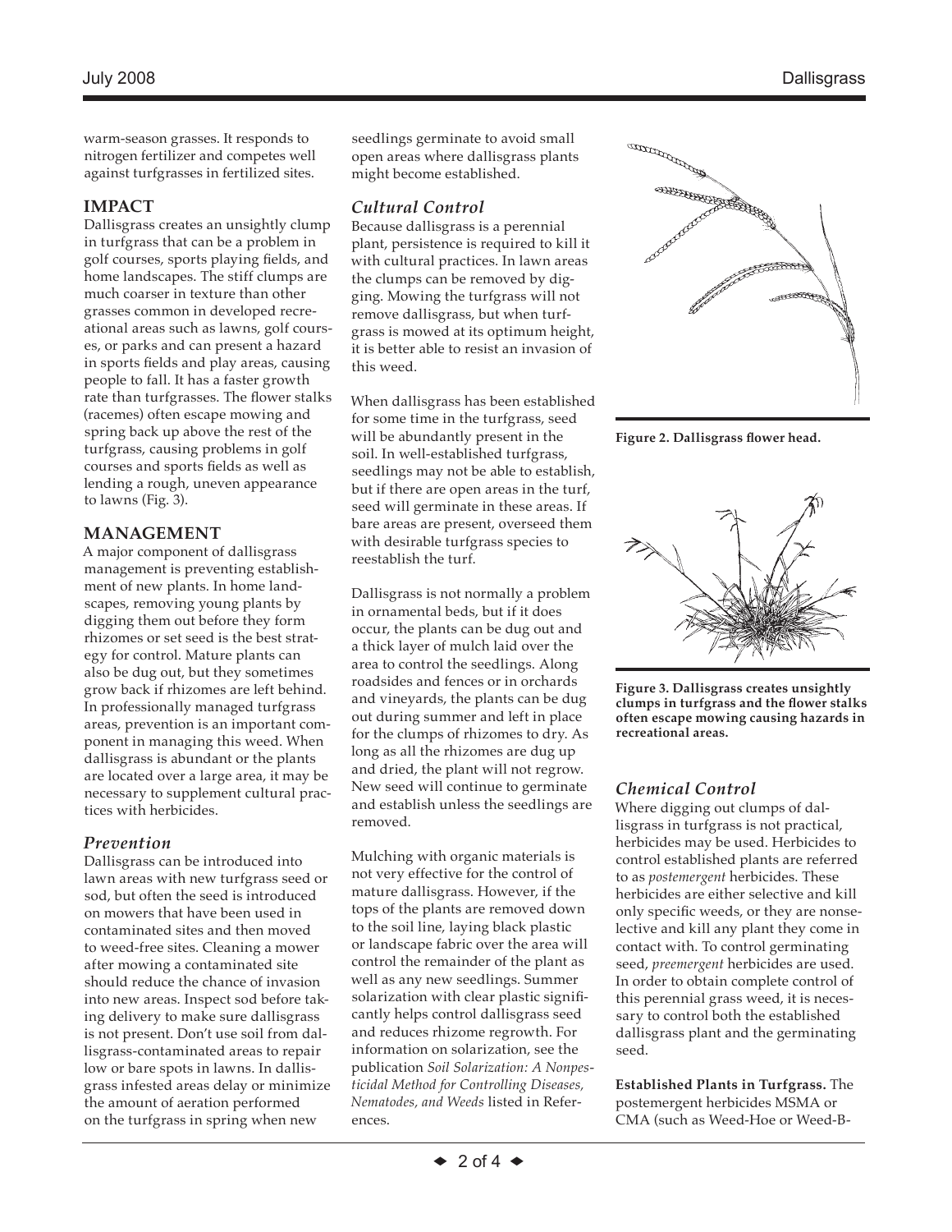warm-season grasses. It responds to nitrogen fertilizer and competes well against turfgrasses in fertilized sites.

## IMPACT

Dallisgrass creates an unsightly clump in turfgrass that can be a problem in golf courses, sports playing fields, and home landscapes. The stiff clumps are much coarser in texture than other grasses common in developed recreational areas such as lawns, golf courses, or parks and can present a hazard in sports fields and play areas, causing people to fall. It has a faster growth rate than turfgrasses. The flower stalks (racemes) often escape mowing and spring back up above the rest of the turfgrass, causing problems in golf courses and sports fields as well as lending a rough, uneven appearance to lawns (Fig. 3).

## MANAGEMENT

A major component of dallisgrass management is preventing establishment of new plants. In home landscapes, removing young plants by digging them out before they form rhizomes or set seed is the best strategy for control. Mature plants can also be dug out, but they sometimes grow back if rhizomes are left behind. In professionally managed turfgrass areas, prevention is an important component in managing this weed. When dallisgrass is abundant or the plants are located over a large area, it may be necessary to supplement cultural practices with herbicides.

### *Prevention*

Dallisgrass can be introduced into lawn areas with new turfgrass seed or sod, but often the seed is introduced on mowers that have been used in contaminated sites and then moved to weed-free sites. Cleaning a mower after mowing a contaminated site should reduce the chance of invasion into new areas. Inspect sod before taking delivery to make sure dallisgrass is not present. Don't use soil from dallisgrass-contaminated areas to repair low or bare spots in lawns. In dallisgrass infested areas delay or minimize the amount of aeration performed on the turfgrass in spring when new seedlings germinate to avoid small open areas where dallisgrass plants might become established.

### *Cultural Control*

Because dallisgrass is a perennial plant, persistence is required to kill it with cultural practices. In lawn areas the clumps can be removed by digging. Mowing the turfgrass will not remove dallisgrass, but when turfgrass is mowed at its optimum height, it is better able to resist an invasion of this weed.

When dallisgrass has been established for some time in the turfgrass, seed will be abundantly present in the soil. In well-established turfgrass, seedlings may not be able to establish, but if there are open areas in the turf, seed will germinate in these areas. If bare areas are present, overseed them with desirable turfgrass species to reestablish the turf.

Dallisgrass is not normally a problem in ornamental beds, but if it does occur, the plants can be dug out and a thick layer of mulch laid over the area to control the seedlings. Along roadsides and fences or in orchards and vineyards, the plants can be dug out during summer and left in place for the clumps of rhizomes to dry. As long as all the rhizomes are dug up and dried, the plant will not regrow. New seed will continue to germinate and establish unless the seedlings are removed.

Mulching with organic materials is not very effective for the control of mature dallisgrass. However, if the tops of the plants are removed down to the soil line, laying black plastic or landscape fabric over the area will control the remainder of the plant as well as any new seedlings. Summer solarization with clear plastic significantly helps control dallisgrass seed and reduces rhizome regrowth. For information on solarization, see the publication *Soil Solarization: A Nonpesticidal Method for Controlling Diseases, Nematodes, and Weeds* listed in References.

**Figure 2. Dallisgrass flower head.**

**Figure 3. Dallisgrass creates unsightly clumps in turfgrass and the flower stalks often escape mowing causing hazards in recreational areas.**

### *Chemical Control*

Where digging out clumps of dallisgrass in turfgrass is not practical, herbicides may be used. Herbicides to control established plants are referred to as *postemergent* herbicides. These herbicides are either selective and kill only specific weeds, or they are nonselective and kill any plant they come in contact with. To control germinating seed, *preemergent* herbicides are used. In order to obtain complete control of this perennial grass weed, it is necessary to control both the established dallisgrass plant and the germinating seed.

**Established Plants in Turfgrass.** The postemergent herbicides MSMA or CMA (such as Weed-Hoe or Weed-B-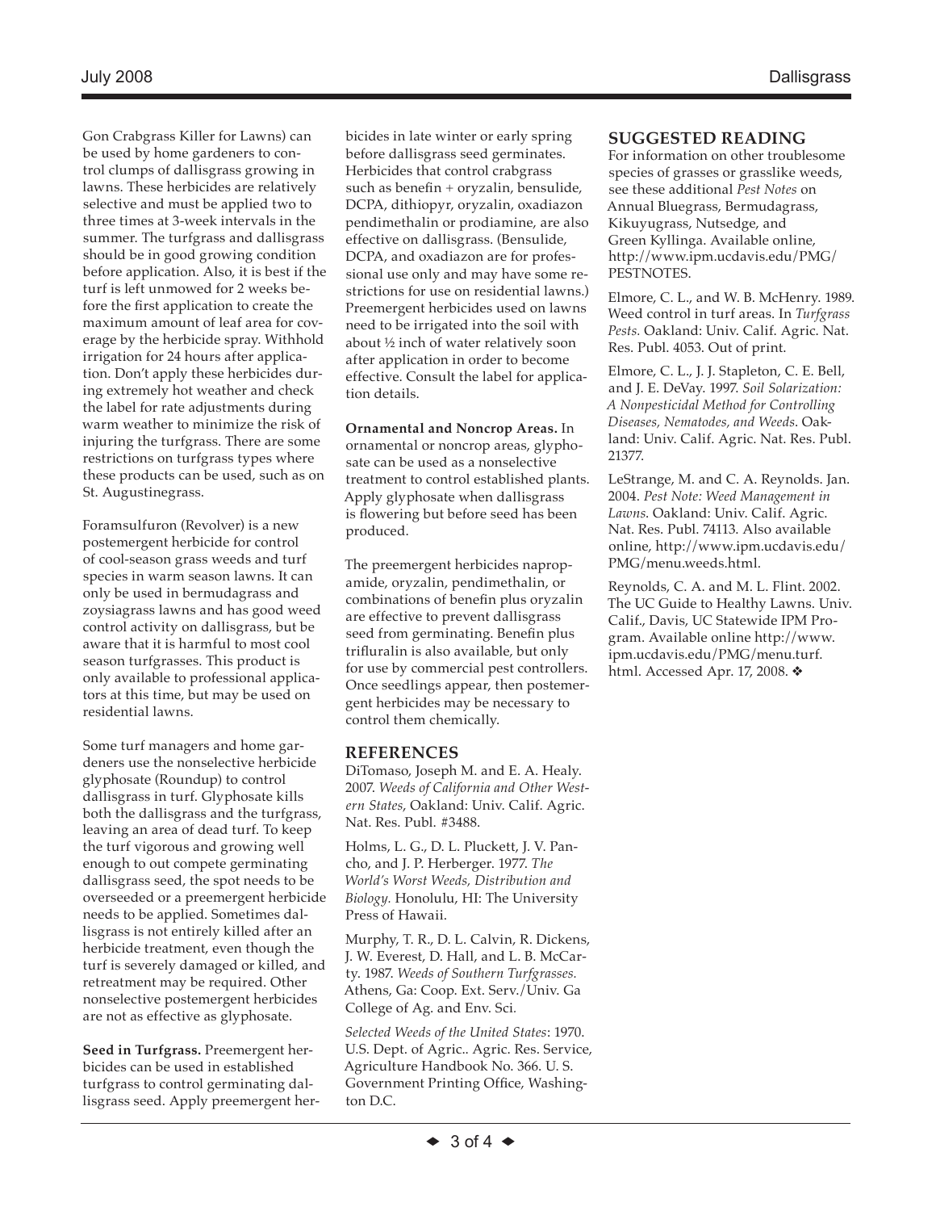Gon Crabgrass Killer for Lawns) can be used by home gardeners to control clumps of dallisgrass growing in lawns. These herbicides are relatively selective and must be applied two to three times at 3-week intervals in the summer. The turfgrass and dallisgrass should be in good growing condition before application. Also, it is best if the turf is left unmowed for 2 weeks before the first application to create the maximum amount of leaf area for coverage by the herbicide spray. Withhold irrigation for 24 hours after application. Don't apply these herbicides during extremely hot weather and check the label for rate adjustments during warm weather to minimize the risk of injuring the turfgrass. There are some restrictions on turfgrass types where these products can be used, such as on St. Augustinegrass.

Foramsulfuron (Revolver) is a new postemergent herbicide for control of cool-season grass weeds and turf species in warm season lawns. It can only be used in bermudagrass and zoysiagrass lawns and has good weed control activity on dallisgrass, but be aware that it is harmful to most cool season turfgrasses. This product is only available to professional applicators at this time, but may be used on residential lawns.

Some turf managers and home gardeners use the nonselective herbicide glyphosate (Roundup) to control dallisgrass in turf. Glyphosate kills both the dallisgrass and the turfgrass, leaving an area of dead turf. To keep the turf vigorous and growing well enough to out compete germinating dallisgrass seed, the spot needs to be overseeded or a preemergent herbicide needs to be applied. Sometimes dallisgrass is not entirely killed after an herbicide treatment, even though the turf is severely damaged or killed, and retreatment may be required. Other nonselective postemergent herbicides are not as effective as glyphosate.

**Seed in Turfgrass.** Preemergent herbicides can be used in established turfgrass to control germinating dallisgrass seed. Apply preemergent herbicides in late winter or early spring before dallisgrass seed germinates. Herbicides that control crabgrass such as benefin + oryzalin, bensulide, DCPA, dithiopyr, oryzalin, oxadiazon pendimethalin or prodiamine, are also effective on dallisgrass. (Bensulide, DCPA, and oxadiazon are for professional use only and may have some restrictions for use on residential lawns.) Preemergent herbicides used on lawns need to be irrigated into the soil with about ½ inch of water relatively soon after application in order to become effective. Consult the label for application details.

**Ornamental and Noncrop Areas.** In ornamental or noncrop areas, glyphosate can be used as a nonselective treatment to control established plants. Apply glyphosate when dallisgrass is flowering but before seed has been produced.

The preemergent herbicides napropamide, oryzalin, pendimethalin, or combinations of benefin plus oryzalin are effective to prevent dallisgrass seed from germinating. Benefin plus trifluralin is also available, but only for use by commercial pest controllers. Once seedlings appear, then postemergent herbicides may be necessary to control them chemically.

## REFERENCES

DiTomaso, Joseph M. and E. A. Healy. 2007. *Weeds of California and Other Western States*, Oakland: Univ. Calif. Agric. Nat. Res. Publ. #3488.

Holms, L. G., D. L. Pluckett, J. V. Pancho, and J. P. Herberger. 1977. *The World's Worst Weeds, Distribution and Biology.* Honolulu, HI: The University Press of Hawaii.

Murphy, T. R., D. L. Calvin, R. Dickens, J. W. Everest, D. Hall, and L. B. McCarty. 1987. *Weeds of Southern Turfgrasses.* Athens, Ga: Coop. Ext. Serv./Univ. Ga College of Ag. and Env. Sci.

*Selected Weeds of the United States*: 1970. U.S. Dept. of Agric.. Agric. Res. Service, Agriculture Handbook No. 366. U. S. Government Printing Office, Washington D.C.

## SUGGESTED READING

For information on other troublesome species of grasses or grasslike weeds, see these additional *Pest Notes* on Annual Bluegrass, Bermudagrass, Kikuyugrass, Nutsedge, and Green Kyllinga. Available online, http://www.ipm.ucdavis.edu/PMG/PESTNOTES.

Elmore, C. L., and W. B. McHenry. 1989. Weed control in turf areas. In *Turfgrass Pests.* Oakland: Univ. Calif. Agric. Nat. Res. Publ. 4053. Out of print.

Elmore, C. L., J. J. Stapleton, C. E. Bell, and J. E. DeVay. 1997. *Soil Solarization: A Nonpesticidal Method for Controlling Diseases, Nematodes, and Weeds*. Oakland: Univ. Calif. Agric. Nat. Res. Publ. 21377.

LeStrange, M. and C. A. Reynolds. Jan. 2004. *Pest Note: Weed Management in Lawns*. Oakland: Univ. Calif. Agric. Nat. Res. Publ. 74113. Also available online, http://www.ipm.ucdavis.edu/PMG/menu.weeds.html.

Reynolds, C. A. and M. L. Flint. 2002. The UC Guide to Healthy Lawns. Univ. Calif., Davis, UC Statewide IPM Program. Available online http://www.ipm.ucdavis.edu/PMG/menu.turf.html. Accessed Apr. 17, 2008. ❖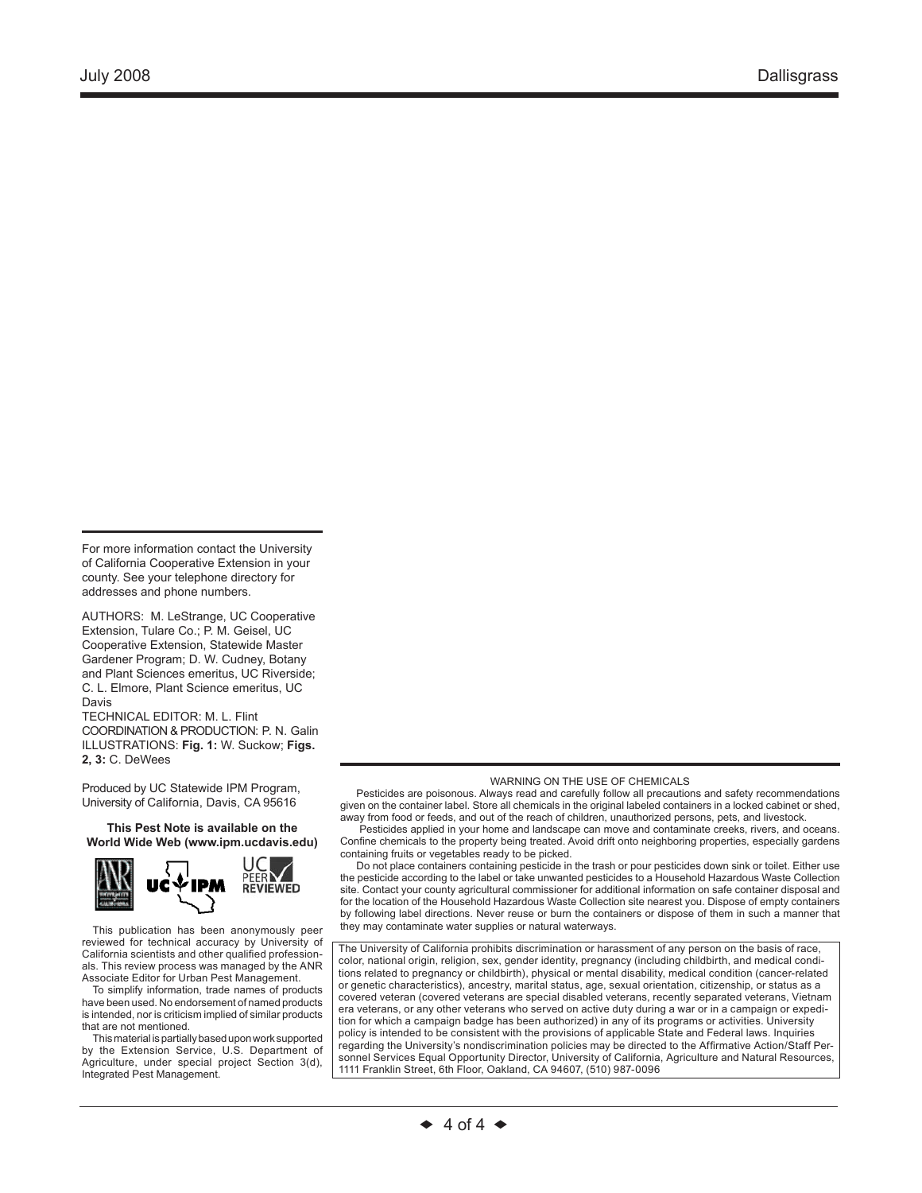For more information contact the University of California Cooperative Extension in your county. See your telephone directory for addresses and phone numbers.

AUTHORS: M. LeStrange, UC Cooperative Extension, Tulare Co.; P. M. Geisel, UC Cooperative Extension, Statewide Master Gardener Program; D. W. Cudney, Botany and Plant Sciences emeritus, UC Riverside; C. L. Elmore, Plant Science emeritus, UC Davis

TECHNICAL EDITOR: M. L. Flint

COORDINATION & PRODUCTION: P. N. Galin

ILLUSTRATIONS: **Fig. 1:** W. Suckow; **Figs. 2, 3:** C. DeWees

Produced by UC Statewide IPM Program, University of California, Davis, CA 95616

**This Pest Note is available on the World Wide Web (www.ipm.ucdavis.edu)**

This publication has been anonymously peer reviewed for technical accuracy by University of California scientists and other qualified professionals. This review process was managed by the ANR Associate Editor for Urban Pest Management.

To simplify information, trade names of products have been used. No endorsement of named products is intended, nor is criticism implied of similar products that are not mentioned.

This material is partially based upon work supported by the Extension Service, U.S. Department of Agriculture, under special project Section 3(d), Integrated Pest Management.

WARNING ON THE USE OF CHEMICALS

Pesticides are poisonous. Always read and carefully follow all precautions and safety recommendations given on the container label. Store all chemicals in the original labeled containers in a locked cabinet or shed, away from food or feeds, and out of the reach of children, unauthorized persons, pets, and livestock.

Pesticides applied in your home and landscape can move and contaminate creeks, rivers, and oceans. Confine chemicals to the property being treated. Avoid drift onto neighboring properties, especially gardens containing fruits or vegetables ready to be picked.

Do not place containers containing pesticide in the trash or pour pesticides down sink or toilet. Either use the pesticide according to the label or take unwanted pesticides to a Household Hazardous Waste Collection site. Contact your county agricultural commissioner for additional information on safe container disposal and for the location of the Household Hazardous Waste Collection site nearest you. Dispose of empty containers by following label directions. Never reuse or burn the containers or dispose of them in such a manner that they may contaminate water supplies or natural waterways.

The University of California prohibits discrimination or harassment of any person on the basis of race, color, national origin, religion, sex, gender identity, pregnancy (including childbirth, and medical conditions related to pregnancy or childbirth), physical or mental disability, medical condition (cancer-related or genetic characteristics), ancestry, marital status, age, sexual orientation, citizenship, or status as a covered veteran (covered veterans are special disabled veterans, recently separated veterans, Vietnam era veterans, or any other veterans who served on active duty during a war or in a campaign or expedition for which a campaign badge has been authorized) in any of its programs or activities. University policy is intended to be consistent with the provisions of applicable State and Federal laws. Inquiries regarding the University's nondiscrimination policies may be directed to the Affirmative Action/Staff Personnel Services Equal Opportunity Director, University of California, Agriculture and Natural Resources, 1111 Franklin Street, 6th Floor, Oakland, CA 94607, (510) 987-0096